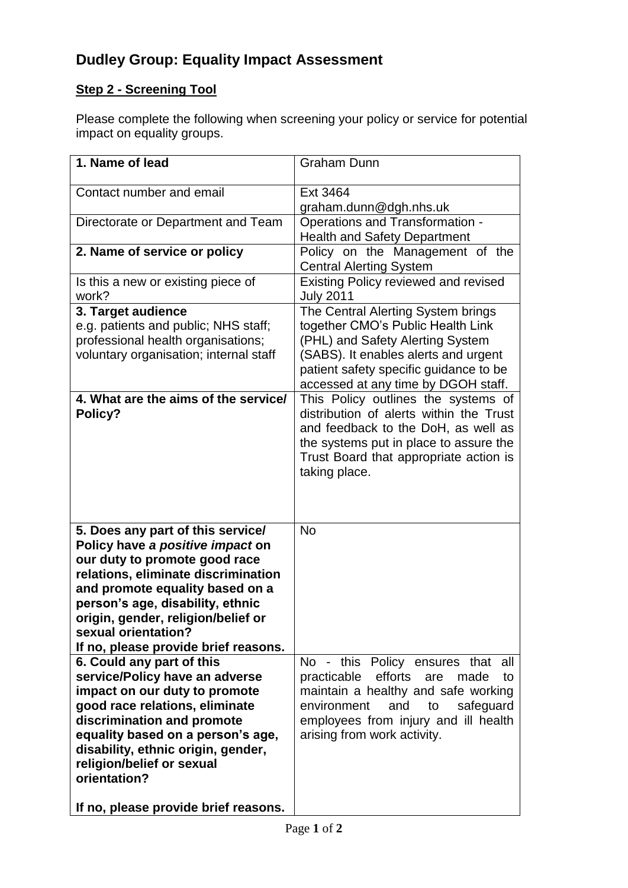# Dudley Group: Equality Impact Assessment

## Step 2 - Screening Tool

Please complete the following when screening your policy or service for potential impact on equality groups.

| | |
|---|---|
| **1. Name of lead** | Graham Dunn |
| Contact number and email | Ext 3464<br>graham.dunn@dgh.nhs.uk |
| Directorate or Department and Team | Operations and Transformation - Health and Safety Department |
| **2. Name of service or policy** | Policy on the Management of the Central Alerting System |
| Is this a new or existing piece of work? | Existing Policy reviewed and revised July 2011 |
| **3. Target audience**<br>e.g. patients and public; NHS staff; professional health organisations; voluntary organisation; internal staff | The Central Alerting System brings together CMO's Public Health Link (PHL) and Safety Alerting System (SABS). It enables alerts and urgent patient safety specific guidance to be accessed at any time by DGOH staff. |
| **4. What are the aims of the service/ Policy?** | This Policy outlines the systems of distribution of alerts within the Trust and feedback to the DoH, as well as the systems put in place to assure the Trust Board that appropriate action is taking place. |
| **5. Does any part of this service/ Policy have *a positive impact* on our duty to promote good race relations, eliminate discrimination and promote equality based on a person's age, disability, ethnic origin, gender, religion/belief or sexual orientation?**<br>**If no, please provide brief reasons.** | No |
| **6. Could any part of this service/Policy have an adverse impact on our duty to promote good race relations, eliminate discrimination and promote equality based on a person's age, disability, ethnic origin, gender, religion/belief or sexual orientation?**<br><br>**If no, please provide brief reasons.** | No - this Policy ensures that all practicable efforts are made to maintain a healthy and safe working environment and to safeguard employees from injury and ill health arising from work activity. |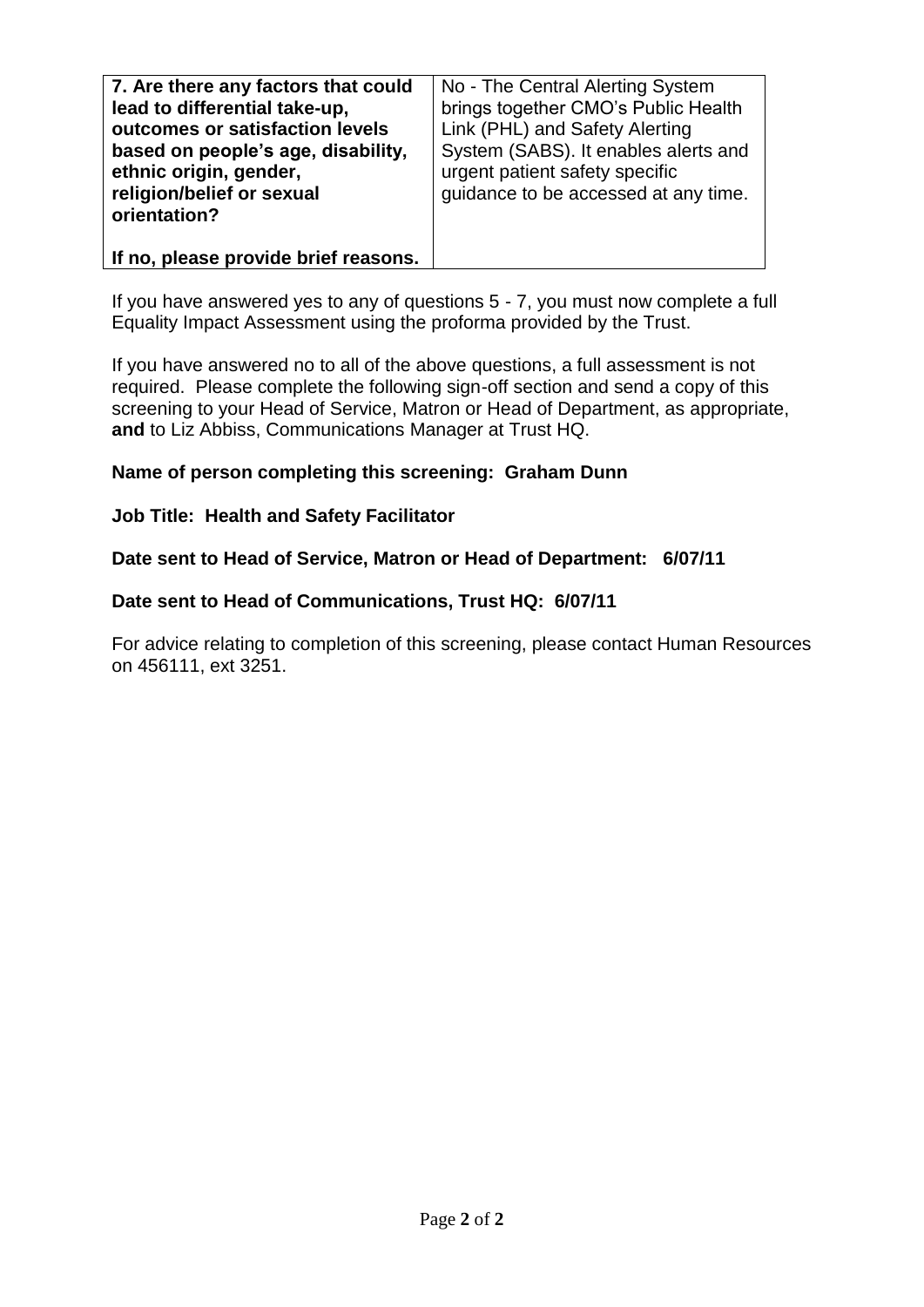| | |
|---|---|
| **7. Are there any factors that could lead to differential take-up, outcomes or satisfaction levels based on people's age, disability, ethnic origin, gender, religion/belief or sexual orientation?**<br><br>**If no, please provide brief reasons.** | No - The Central Alerting System brings together CMO's Public Health Link (PHL) and Safety Alerting System (SABS). It enables alerts and urgent patient safety specific guidance to be accessed at any time. |

If you have answered yes to any of questions 5 - 7, you must now complete a full Equality Impact Assessment using the proforma provided by the Trust.

If you have answered no to all of the above questions, a full assessment is not required. Please complete the following sign-off section and send a copy of this screening to your Head of Service, Matron or Head of Department, as appropriate, **and** to Liz Abbiss, Communications Manager at Trust HQ.

**Name of person completing this screening: Graham Dunn**

**Job Title: Health and Safety Facilitator**

**Date sent to Head of Service, Matron or Head of Department: 6/07/11**

**Date sent to Head of Communications, Trust HQ: 6/07/11**

For advice relating to completion of this screening, please contact Human Resources on 456111, ext 3251.